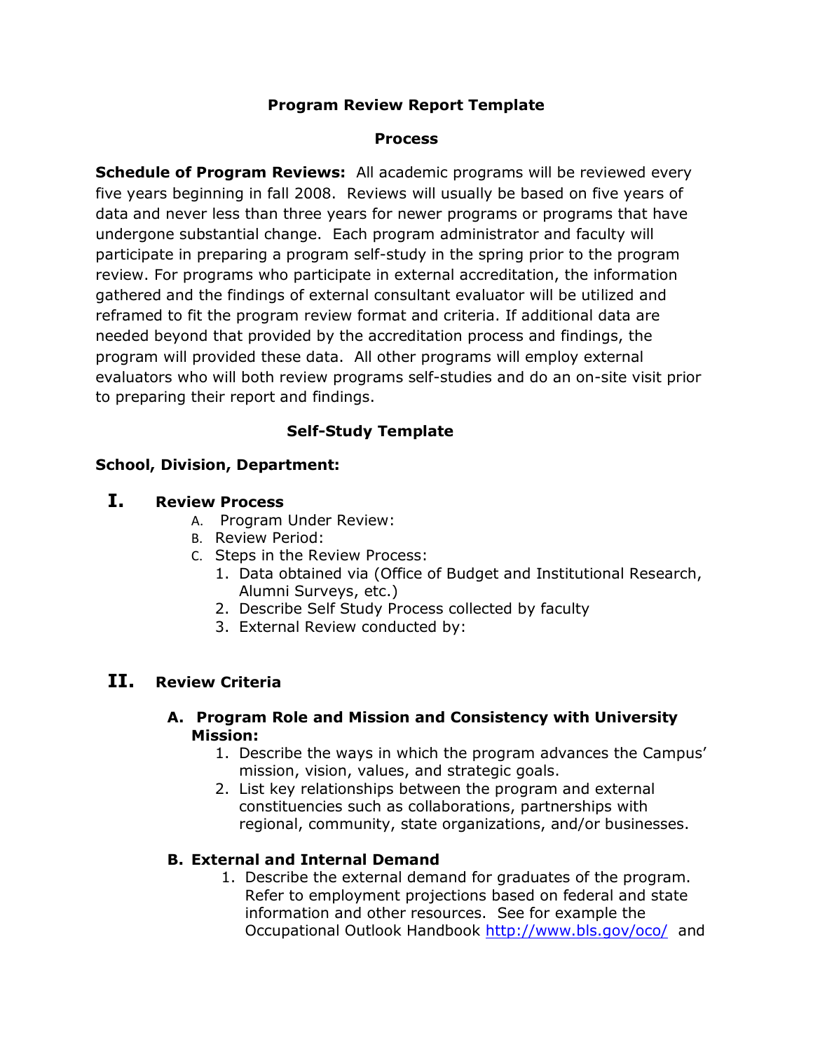# Program Review Report Template

## Process

**Schedule of Program Reviews:** All academic programs will be reviewed every five years beginning in fall 2008. Reviews will usually be based on five years of data and never less than three years for newer programs or programs that have undergone substantial change. Each program administrator and faculty will participate in preparing a program self-study in the spring prior to the program review. For programs who participate in external accreditation, the information gathered and the findings of external consultant evaluator will be utilized and reframed to fit the program review format and criteria. If additional data are needed beyond that provided by the accreditation process and findings, the program will provided these data. All other programs will employ external evaluators who will both review programs self-studies and do an on-site visit prior to preparing their report and findings.

## Self-Study Template

**School, Division, Department:**

### I. Review Process

A. Program Under Review:

B. Review Period:

C. Steps in the Review Process:

1. Data obtained via (Office of Budget and Institutional Research, Alumni Surveys, etc.)
2. Describe Self Study Process collected by faculty
3. External Review conducted by:

### II. Review Criteria

**A. Program Role and Mission and Consistency with University Mission:**

1. Describe the ways in which the program advances the Campus' mission, vision, values, and strategic goals.
2. List key relationships between the program and external constituencies such as collaborations, partnerships with regional, community, state organizations, and/or businesses.

**B. External and Internal Demand**

1. Describe the external demand for graduates of the program. Refer to employment projections based on federal and state information and other resources. See for example the Occupational Outlook Handbook http://www.bls.gov/oco/ and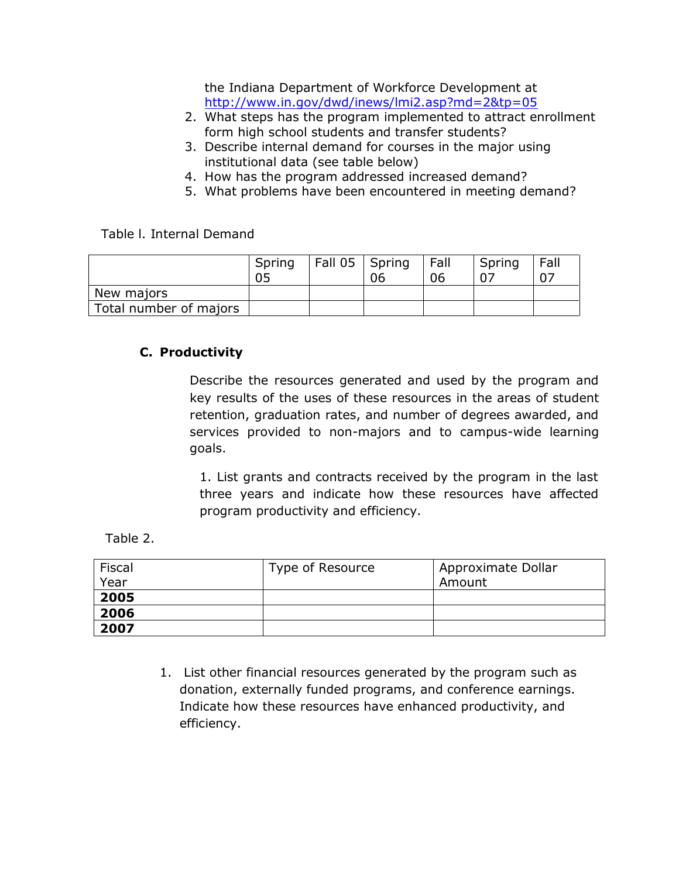the Indiana Department of Workforce Development at http://www.in.gov/dwd/inews/lmi2.asp?md=2&tp=05

2. What steps has the program implemented to attract enrollment form high school students and transfer students?
3. Describe internal demand for courses in the major using institutional data (see table below)
4. How has the program addressed increased demand?
5. What problems have been encountered in meeting demand?

Table l. Internal Demand

| | Spring 05 | Fall 05 | Spring 06 | Fall 06 | Spring 07 | Fall 07 |
|---|---|---|---|---|---|---|
| New majors | | | | | | |
| Total number of majors | | | | | | |

### C. Productivity

Describe the resources generated and used by the program and key results of the uses of these resources in the areas of student retention, graduation rates, and number of degrees awarded, and services provided to non-majors and to campus-wide learning goals.

1. List grants and contracts received by the program in the last three years and indicate how these resources have affected program productivity and efficiency.

Table 2.

| Fiscal Year | Type of Resource | Approximate Dollar Amount |
|---|---|---|
| **2005** | | |
| **2006** | | |
| **2007** | | |

1. List other financial resources generated by the program such as donation, externally funded programs, and conference earnings. Indicate how these resources have enhanced productivity, and efficiency.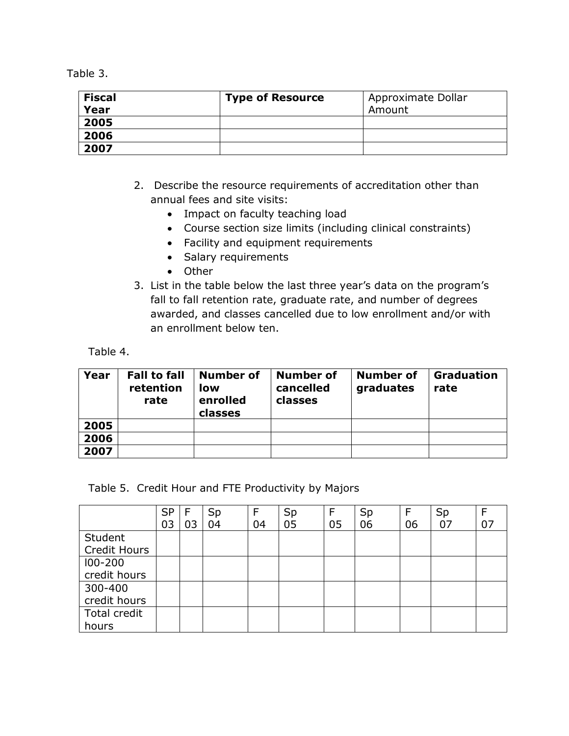Table 3.

| **Fiscal Year** | **Type of Resource** | Approximate Dollar Amount |
|---|---|---|
| **2005** | | |
| **2006** | | |
| **2007** | | |

2. Describe the resource requirements of accreditation other than annual fees and site visits:
    - Impact on faculty teaching load
    - Course section size limits (including clinical constraints)
    - Facility and equipment requirements
    - Salary requirements
    - Other
3. List in the table below the last three year's data on the program's fall to fall retention rate, graduate rate, and number of degrees awarded, and classes cancelled due to low enrollment and/or with an enrollment below ten.

Table 4.

| **Year** | **Fall to fall retention rate** | **Number of low enrolled classes** | **Number of cancelled classes** | **Number of graduates** | **Graduation rate** |
|---|---|---|---|---|---|
| **2005** | | | | | |
| **2006** | | | | | |
| **2007** | | | | | |

Table 5. Credit Hour and FTE Productivity by Majors

| | SP 03 | F 03 | Sp 04 | F 04 | Sp 05 | F 05 | Sp 06 | F 06 | Sp 07 | F 07 |
|---|---|---|---|---|---|---|---|---|---|---|
| Student Credit Hours | | | | | | | | | | |
| l00-200 credit hours | | | | | | | | | | |
| 300-400 credit hours | | | | | | | | | | |
| Total credit hours | | | | | | | | | | |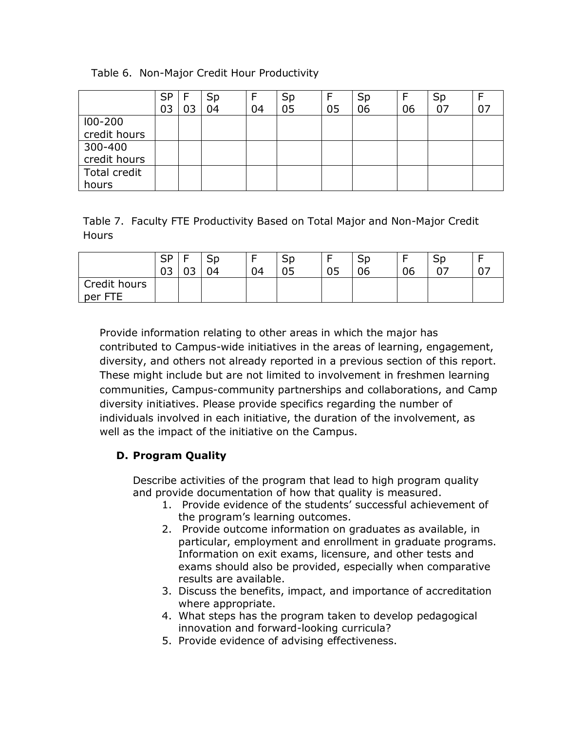Table 6. Non-Major Credit Hour Productivity

| | SP 03 | F 03 | Sp 04 | F 04 | Sp 05 | F 05 | Sp 06 | F 06 | Sp 07 | F 07 |
|---|---|---|---|---|---|---|---|---|---|---|
| l00-200 credit hours | | | | | | | | | | |
| 300-400 credit hours | | | | | | | | | | |
| Total credit hours | | | | | | | | | | |

Table 7. Faculty FTE Productivity Based on Total Major and Non-Major Credit Hours

| | SP 03 | F 03 | Sp 04 | F 04 | Sp 05 | F 05 | Sp 06 | F 06 | Sp 07 | F 07 |
|---|---|---|---|---|---|---|---|---|---|---|
| Credit hours per FTE | | | | | | | | | | |

Provide information relating to other areas in which the major has contributed to Campus-wide initiatives in the areas of learning, engagement, diversity, and others not already reported in a previous section of this report. These might include but are not limited to involvement in freshmen learning communities, Campus-community partnerships and collaborations, and Camp diversity initiatives. Please provide specifics regarding the number of individuals involved in each initiative, the duration of the involvement, as well as the impact of the initiative on the Campus.

**D. Program Quality**

Describe activities of the program that lead to high program quality and provide documentation of how that quality is measured.

1. Provide evidence of the students' successful achievement of the program's learning outcomes.
2. Provide outcome information on graduates as available, in particular, employment and enrollment in graduate programs. Information on exit exams, licensure, and other tests and exams should also be provided, especially when comparative results are available.
3. Discuss the benefits, impact, and importance of accreditation where appropriate.
4. What steps has the program taken to develop pedagogical innovation and forward-looking curricula?
5. Provide evidence of advising effectiveness.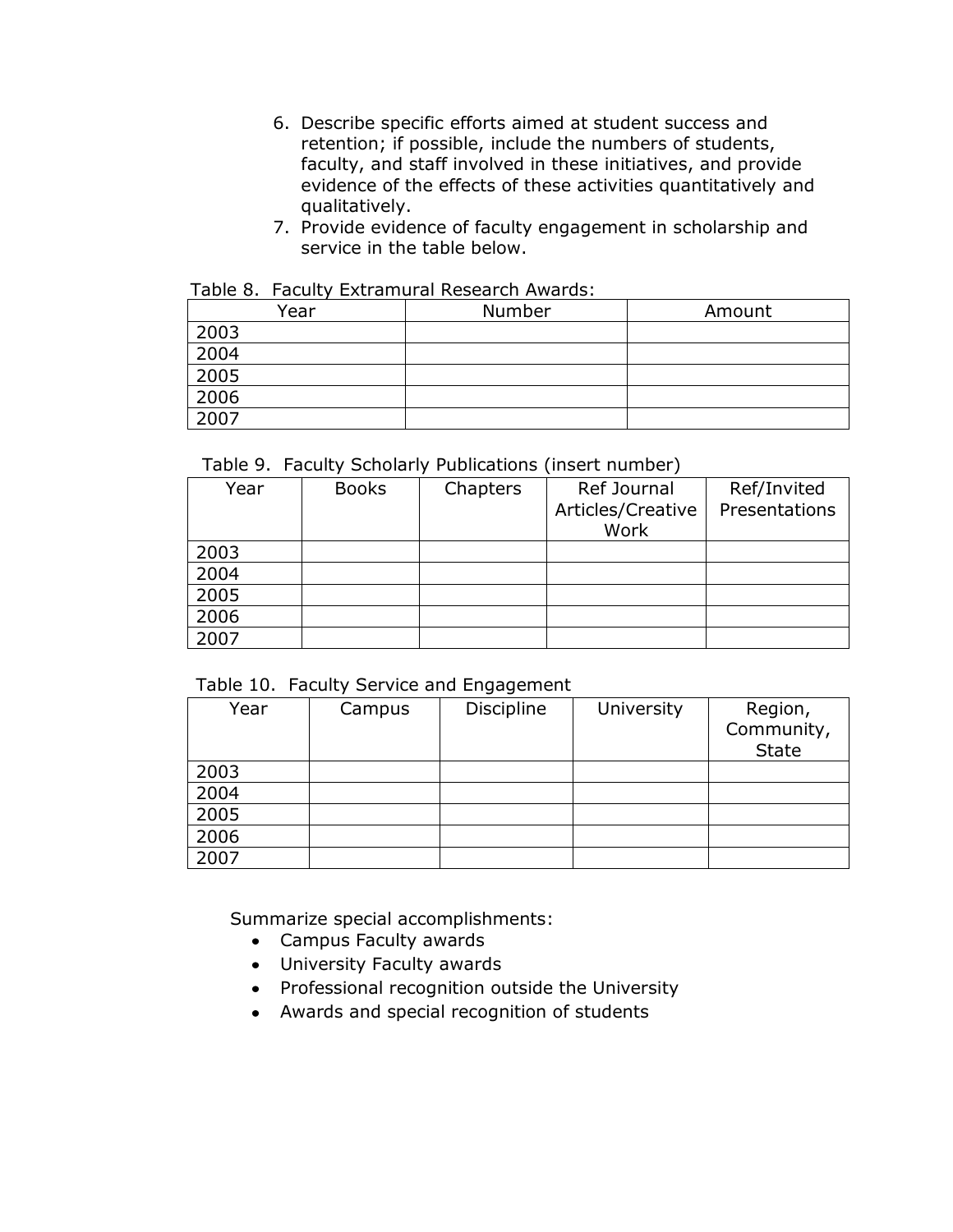6. Describe specific efforts aimed at student success and retention; if possible, include the numbers of students, faculty, and staff involved in these initiatives, and provide evidence of the effects of these activities quantitatively and qualitatively.
7. Provide evidence of faculty engagement in scholarship and service in the table below.

Table 8. Faculty Extramural Research Awards:

| Year | Number | Amount |
|---|---|---|
| 2003 | | |
| 2004 | | |
| 2005 | | |
| 2006 | | |
| 2007 | | |

Table 9. Faculty Scholarly Publications (insert number)

| Year | Books | Chapters | Ref Journal Articles/Creative Work | Ref/Invited Presentations |
|---|---|---|---|---|
| 2003 | | | | |
| 2004 | | | | |
| 2005 | | | | |
| 2006 | | | | |
| 2007 | | | | |

Table 10. Faculty Service and Engagement

| Year | Campus | Discipline | University | Region, Community, State |
|---|---|---|---|---|
| 2003 | | | | |
| 2004 | | | | |
| 2005 | | | | |
| 2006 | | | | |
| 2007 | | | | |

Summarize special accomplishments:

- Campus Faculty awards
- University Faculty awards
- Professional recognition outside the University
- Awards and special recognition of students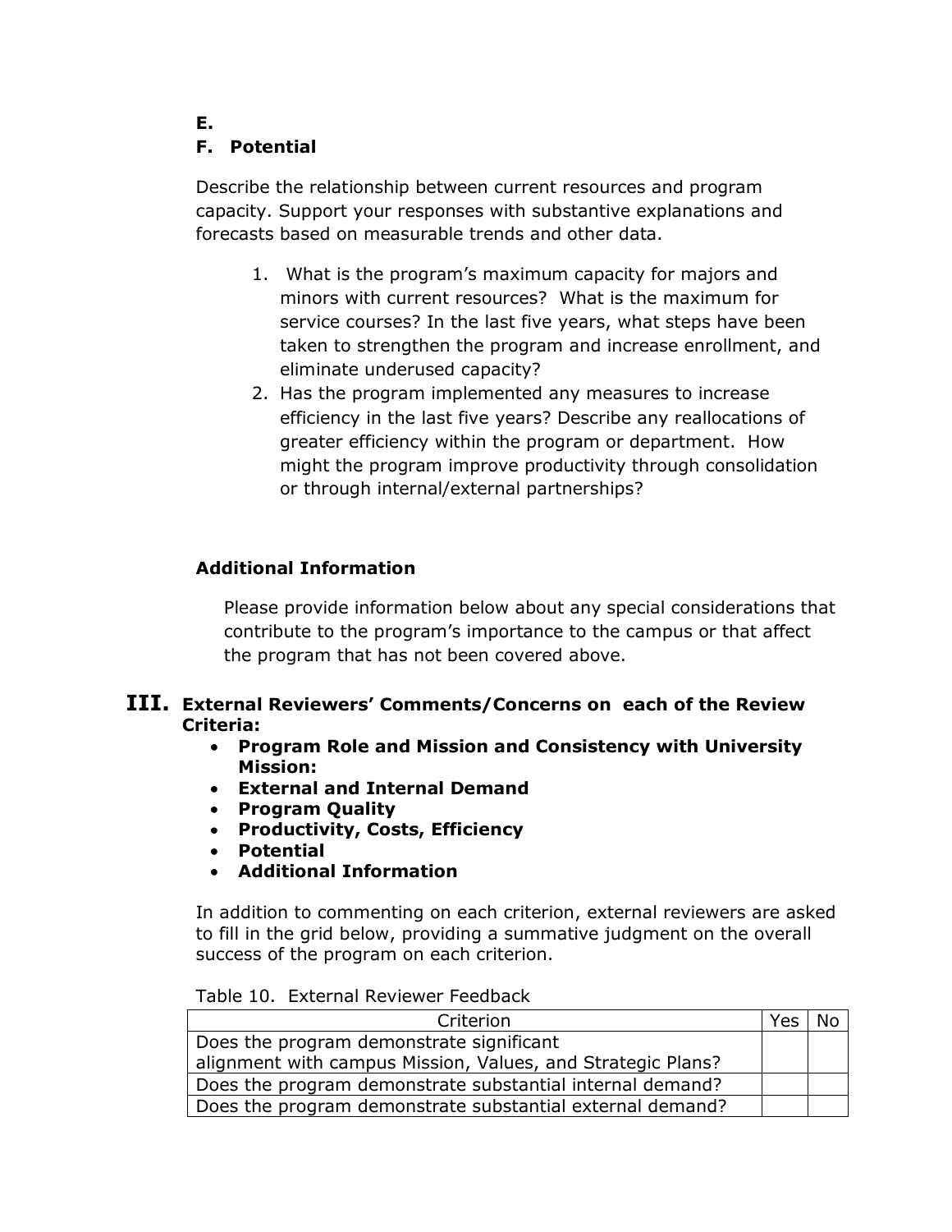**E.**

**F. Potential**

Describe the relationship between current resources and program capacity. Support your responses with substantive explanations and forecasts based on measurable trends and other data.

1. What is the program's maximum capacity for majors and minors with current resources? What is the maximum for service courses? In the last five years, what steps have been taken to strengthen the program and increase enrollment, and eliminate underused capacity?
2. Has the program implemented any measures to increase efficiency in the last five years? Describe any reallocations of greater efficiency within the program or department. How might the program improve productivity through consolidation or through internal/external partnerships?

**Additional Information**

Please provide information below about any special considerations that contribute to the program's importance to the campus or that affect the program that has not been covered above.

## III. External Reviewers' Comments/Concerns on each of the Review Criteria:

- **Program Role and Mission and Consistency with University Mission:**
- **External and Internal Demand**
- **Program Quality**
- **Productivity, Costs, Efficiency**
- **Potential**
- **Additional Information**

In addition to commenting on each criterion, external reviewers are asked to fill in the grid below, providing a summative judgment on the overall success of the program on each criterion.

Table 10. External Reviewer Feedback

| Criterion | Yes | No |
|---|---|---|
| Does the program demonstrate significant alignment with campus Mission, Values, and Strategic Plans? | | |
| Does the program demonstrate substantial internal demand? | | |
| Does the program demonstrate substantial external demand? | | |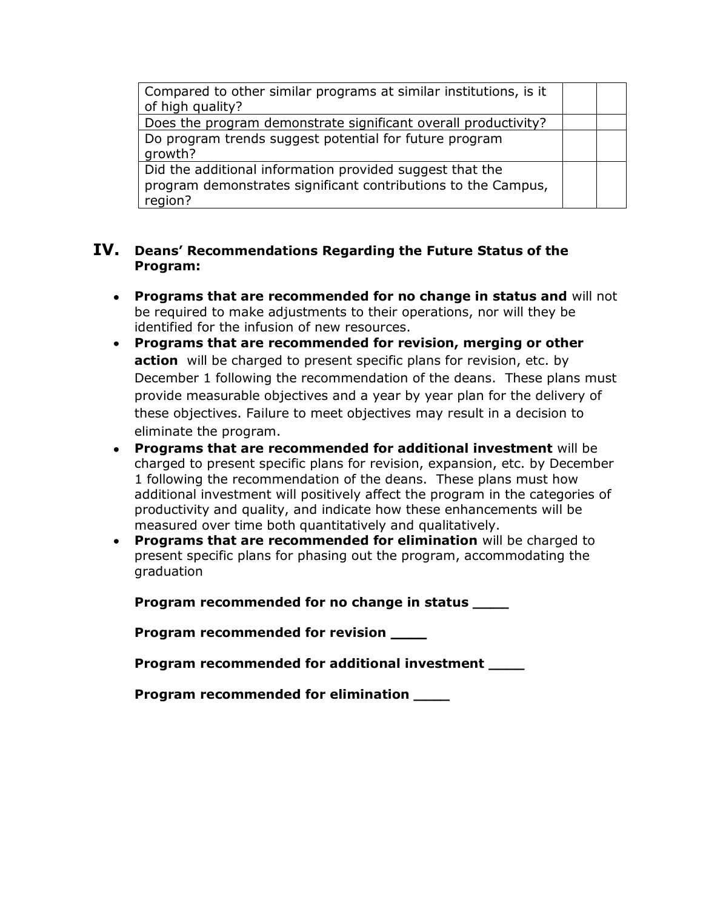| | | |
|---|---|---|
| Compared to other similar programs at similar institutions, is it of high quality? | | |
| Does the program demonstrate significant overall productivity? | | |
| Do program trends suggest potential for future program growth? | | |
| Did the additional information provided suggest that the program demonstrates significant contributions to the Campus, region? | | |

## IV. Deans' Recommendations Regarding the Future Status of the Program:

- **Programs that are recommended for no change in status and** will not be required to make adjustments to their operations, nor will they be identified for the infusion of new resources.
- **Programs that are recommended for revision, merging or other action** will be charged to present specific plans for revision, etc. by December 1 following the recommendation of the deans. These plans must provide measurable objectives and a year by year plan for the delivery of these objectives. Failure to meet objectives may result in a decision to eliminate the program.
- **Programs that are recommended for additional investment** will be charged to present specific plans for revision, expansion, etc. by December 1 following the recommendation of the deans. These plans must how additional investment will positively affect the program in the categories of productivity and quality, and indicate how these enhancements will be measured over time both quantitatively and qualitatively.
- **Programs that are recommended for elimination** will be charged to present specific plans for phasing out the program, accommodating the graduation

**Program recommended for no change in status ____**

**Program recommended for revision ____**

**Program recommended for additional investment ____**

**Program recommended for elimination ____**